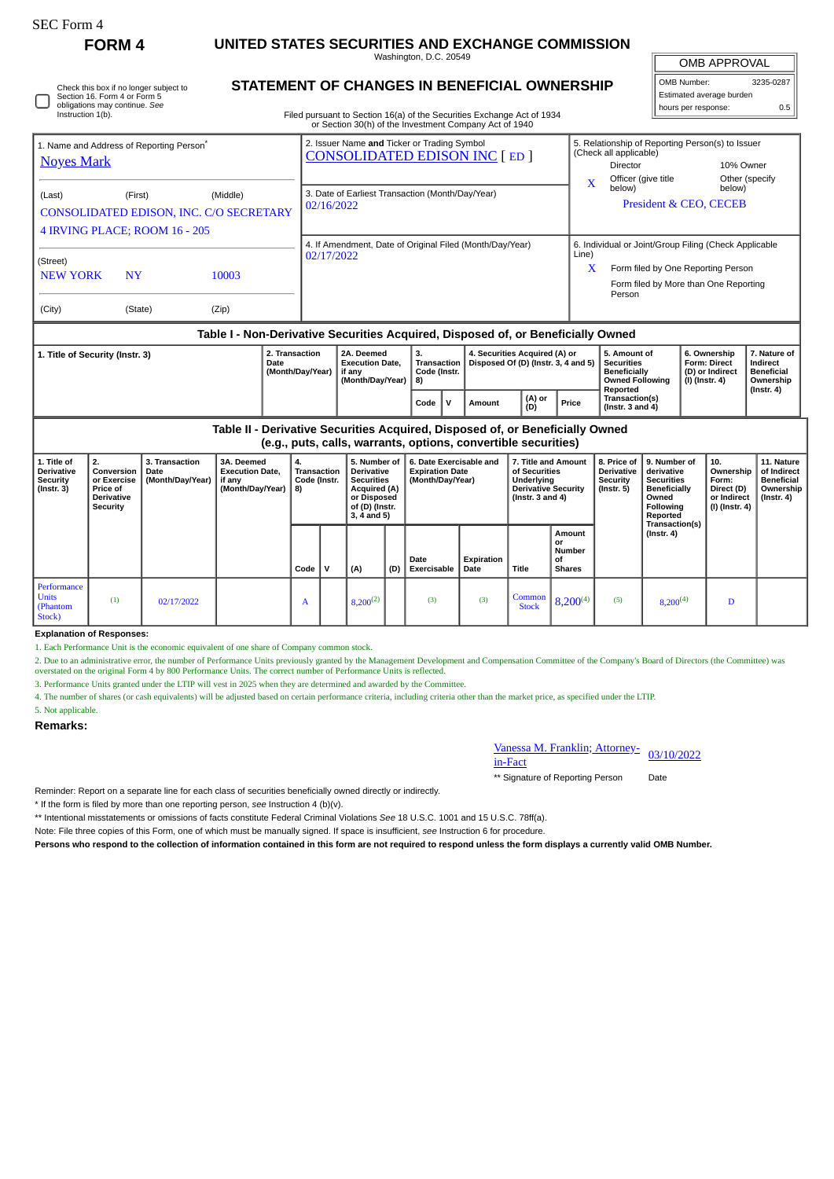SEC Form 4

**FORM 4**

# UNITED STATES SECURITIES AND EXCHANGE COMMISSION

Washington, D.C. 20549

## STATEMENT OF CHANGES IN BENEFICIAL OWNERSHIP

Check this box if no longer subject to Section 16. Form 4 or Form 5 obligations may continue. *See* Instruction 1(b).

Filed pursuant to Section 16(a) of the Securities Exchange Act of 1934 or Section 30(h) of the Investment Company Act of 1940

| OMB APPROVAL | |
|---|---|
| OMB Number: | 3235-0287 |
| Estimated average burden | |
| hours per response: | 0.5 |

1. Name and Address of Reporting Person*
Noyes Mark

(Last) (First) (Middle)
CONSOLIDATED EDISON, INC. C/O SECRETARY
4 IRVING PLACE; ROOM 16 - 205

(Street)
NEW YORK NY 10003

(City) (State) (Zip)

2. Issuer Name **and** Ticker or Trading Symbol
CONSOLIDATED EDISON INC [ ED ]

3. Date of Earliest Transaction (Month/Day/Year)
02/16/2022

4. If Amendment, Date of Original Filed (Month/Day/Year)
02/17/2022

5. Relationship of Reporting Person(s) to Issuer (Check all applicable)
Director
10% Owner
X Officer (give title below)
Other (specify below)
President & CEO, CECEB

6. Individual or Joint/Group Filing (Check Applicable Line)
X Form filed by One Reporting Person
Form filed by More than One Reporting Person

### Table I - Non-Derivative Securities Acquired, Disposed of, or Beneficially Owned

| 1. Title of Security (Instr. 3) | 2. Transaction Date (Month/Day/Year) | 2A. Deemed Execution Date, if any (Month/Day/Year) | 3. Transaction Code (Instr. 8) | | 4. Securities Acquired (A) or Disposed Of (D) (Instr. 3, 4 and 5) | | | 5. Amount of Securities Beneficially Owned Following Reported Transaction(s) (Instr. 3 and 4) | 6. Ownership Form: Direct (D) or Indirect (I) (Instr. 4) | 7. Nature of Indirect Beneficial Ownership (Instr. 4) |
|---|---|---|---|---|---|---|---|---|---|---|
| | | | Code | V | Amount | (A) or (D) | Price | | | |

### Table II - Derivative Securities Acquired, Disposed of, or Beneficially Owned (e.g., puts, calls, warrants, options, convertible securities)

| 1. Title of Derivative Security (Instr. 3) | 2. Conversion or Exercise Price of Derivative Security | 3. Transaction Date (Month/Day/Year) | 3A. Deemed Execution Date, if any (Month/Day/Year) | 4. Transaction Code (Instr. 8) | | 5. Number of Derivative Securities Acquired (A) or Disposed of (D) (Instr. 3, 4 and 5) | | 6. Date Exercisable and Expiration Date (Month/Day/Year) | | 7. Title and Amount of Securities Underlying Derivative Security (Instr. 3 and 4) | | 8. Price of Derivative Security (Instr. 5) | 9. Number of derivative Securities Beneficially Owned Following Reported Transaction(s) (Instr. 4) | 10. Ownership Form: Direct (D) or Indirect (I) (Instr. 4) | 11. Nature of Indirect Beneficial Ownership (Instr. 4) |
|---|---|---|---|---|---|---|---|---|---|---|---|---|---|---|---|
| | | | | Code | V | (A) | (D) | Date Exercisable | Expiration Date | Title | Amount or Number of Shares | | | | |
| Performance Units (Phantom Stock) | (1) | 02/17/2022 | | A | | 8,200(2) | | (3) | (3) | Common Stock | 8,200(4) | (5) | 8,200(4) | D | |

**Explanation of Responses:**

1. Each Performance Unit is the economic equivalent of one share of Company common stock.
2. Due to an administrative error, the number of Performance Units previously granted by the Management Development and Compensation Committee of the Company's Board of Directors (the Committee) was overstated on the original Form 4 by 800 Performance Units. The correct number of Performance Units is reflected.
3. Performance Units granted under the LTIP will vest in 2025 when they are determined and awarded by the Committee.
4. The number of shares (or cash equivalents) will be adjusted based on certain performance criteria, including criteria other than the market price, as specified under the LTIP.
5. Not applicable.

**Remarks:**

Vanessa M. Franklin; Attorney-in-Fact 03/10/2022

** Signature of Reporting Person Date

Reminder: Report on a separate line for each class of securities beneficially owned directly or indirectly.

* If the form is filed by more than one reporting person, *see* Instruction 4 (b)(v).

** Intentional misstatements or omissions of facts constitute Federal Criminal Violations *See* 18 U.S.C. 1001 and 15 U.S.C. 78ff(a).

Note: File three copies of this Form, one of which must be manually signed. If space is insufficient, *see* Instruction 6 for procedure.

**Persons who respond to the collection of information contained in this form are not required to respond unless the form displays a currently valid OMB Number.**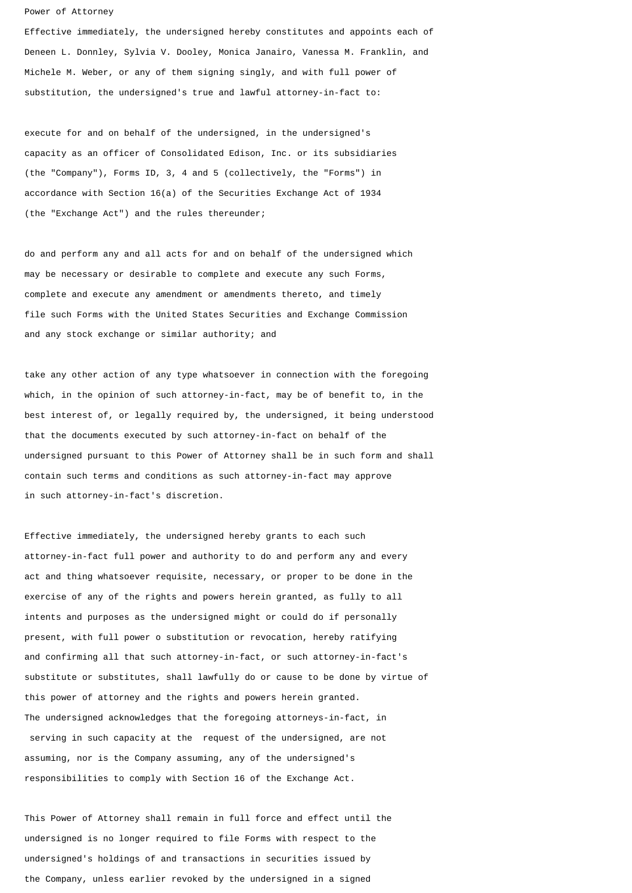Power of Attorney

Effective immediately, the undersigned hereby constitutes and appoints each of Deneen L. Donnley, Sylvia V. Dooley, Monica Janairo, Vanessa M. Franklin, and Michele M. Weber, or any of them signing singly, and with full power of substitution, the undersigned's true and lawful attorney-in-fact to:

execute for and on behalf of the undersigned, in the undersigned's capacity as an officer of Consolidated Edison, Inc. or its subsidiaries (the "Company"), Forms ID, 3, 4 and 5 (collectively, the "Forms") in accordance with Section 16(a) of the Securities Exchange Act of 1934 (the "Exchange Act") and the rules thereunder;

do and perform any and all acts for and on behalf of the undersigned which may be necessary or desirable to complete and execute any such Forms, complete and execute any amendment or amendments thereto, and timely file such Forms with the United States Securities and Exchange Commission and any stock exchange or similar authority; and

take any other action of any type whatsoever in connection with the foregoing which, in the opinion of such attorney-in-fact, may be of benefit to, in the best interest of, or legally required by, the undersigned, it being understood that the documents executed by such attorney-in-fact on behalf of the undersigned pursuant to this Power of Attorney shall be in such form and shall contain such terms and conditions as such attorney-in-fact may approve in such attorney-in-fact's discretion.

Effective immediately, the undersigned hereby grants to each such attorney-in-fact full power and authority to do and perform any and every act and thing whatsoever requisite, necessary, or proper to be done in the exercise of any of the rights and powers herein granted, as fully to all intents and purposes as the undersigned might or could do if personally present, with full power o substitution or revocation, hereby ratifying and confirming all that such attorney-in-fact, or such attorney-in-fact's substitute or substitutes, shall lawfully do or cause to be done by virtue of this power of attorney and the rights and powers herein granted.
The undersigned acknowledges that the foregoing attorneys-in-fact, in serving in such capacity at the request of the undersigned, are not assuming, nor is the Company assuming, any of the undersigned's responsibilities to comply with Section 16 of the Exchange Act.

This Power of Attorney shall remain in full force and effect until the undersigned is no longer required to file Forms with respect to the undersigned's holdings of and transactions in securities issued by the Company, unless earlier revoked by the undersigned in a signed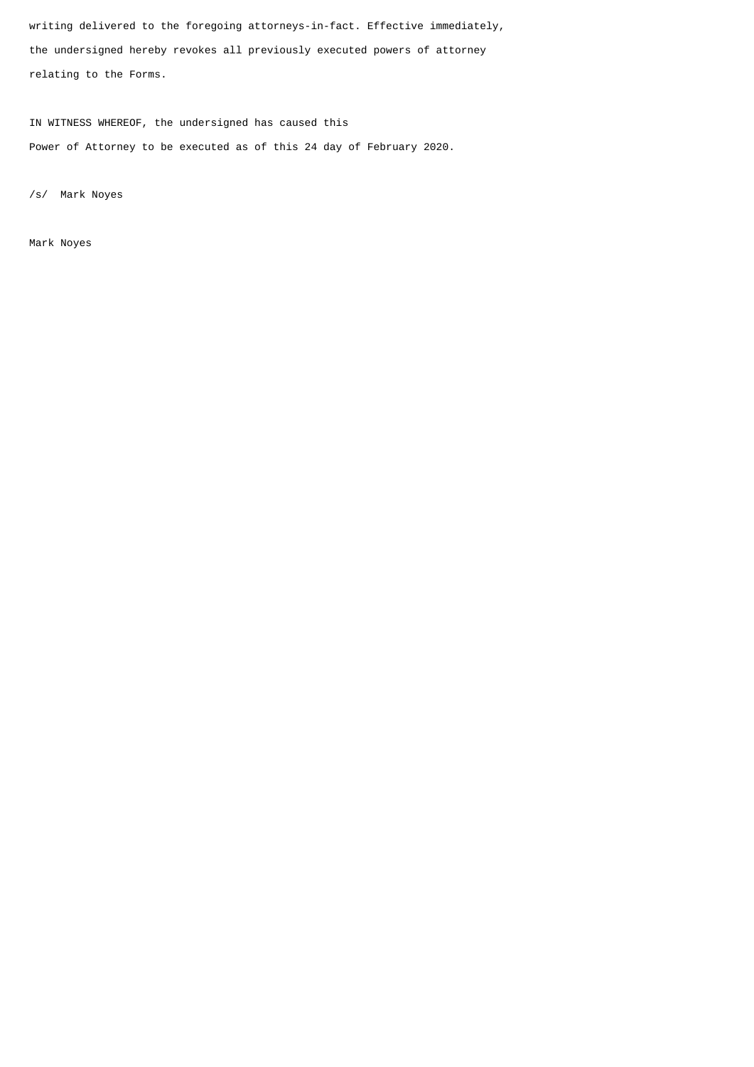writing delivered to the foregoing attorneys-in-fact. Effective immediately, the undersigned hereby revokes all previously executed powers of attorney relating to the Forms.

IN WITNESS WHEREOF, the undersigned has caused this Power of Attorney to be executed as of this 24 day of February 2020.

/s/ Mark Noyes

Mark Noyes